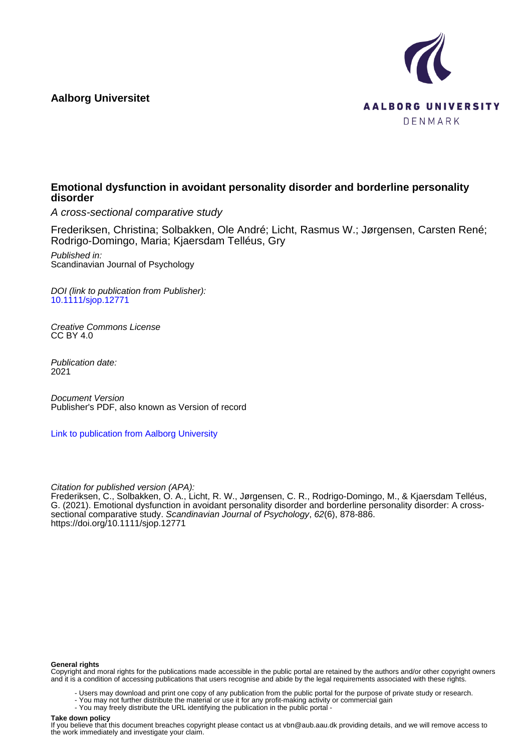**Aalborg Universitet**

AALBORG UNIVERSITY
DENMARK

# Emotional dysfunction in avoidant personality disorder and borderline personality disorder

*A cross-sectional comparative study*

Frederiksen, Christina; Solbakken, Ole André; Licht, Rasmus W.; Jørgensen, Carsten René; Rodrigo-Domingo, Maria; Kjaersdam Telléus, Gry

*Published in:*
Scandinavian Journal of Psychology

*DOI (link to publication from Publisher):*
10.1111/sjop.12771

*Creative Commons License*
CC BY 4.0

*Publication date:*
2021

*Document Version*
Publisher's PDF, also known as Version of record

Link to publication from Aalborg University

*Citation for published version (APA):*
Frederiksen, C., Solbakken, O. A., Licht, R. W., Jørgensen, C. R., Rodrigo-Domingo, M., & Kjaersdam Telléus, G. (2021). Emotional dysfunction in avoidant personality disorder and borderline personality disorder: A cross-sectional comparative study. *Scandinavian Journal of Psychology*, *62*(6), 878-886. https://doi.org/10.1111/sjop.12771

**General rights**
Copyright and moral rights for the publications made accessible in the public portal are retained by the authors and/or other copyright owners and it is a condition of accessing publications that users recognise and abide by the legal requirements associated with these rights.

- Users may download and print one copy of any publication from the public portal for the purpose of private study or research.
- You may not further distribute the material or use it for any profit-making activity or commercial gain
- You may freely distribute the URL identifying the publication in the public portal -

**Take down policy**
If you believe that this document breaches copyright please contact us at vbn@aub.aau.dk providing details, and we will remove access to the work immediately and investigate your claim.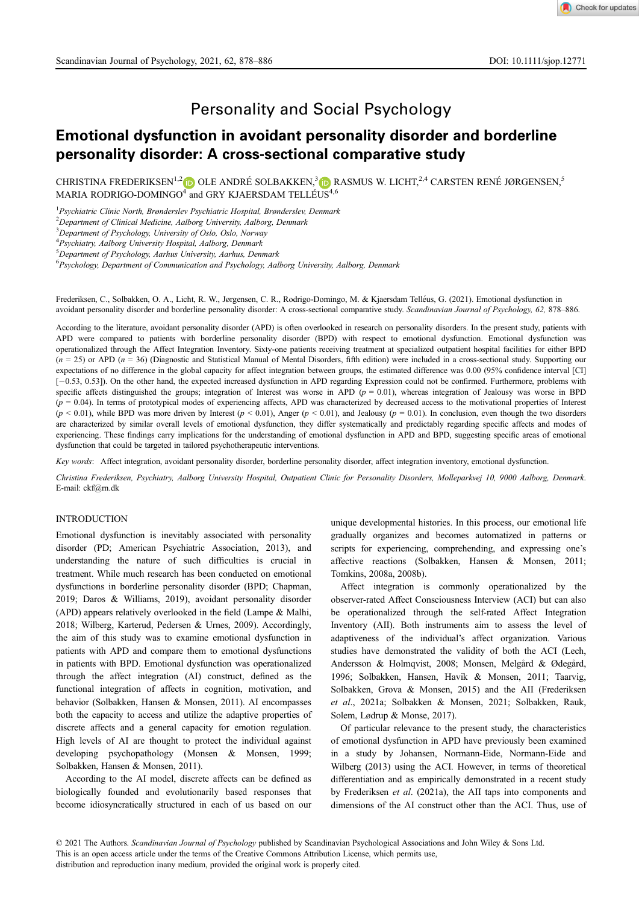# Personality and Social Psychology

## Emotional dysfunction in avoidant personality disorder and borderline personality disorder: A cross-sectional comparative study

CHRISTINA FREDERIKSEN[1,2] OLE ANDRÉ SOLBAKKEN,[3] RASMUS W. LICHT,[2,4] CARSTEN RENÉ JØRGENSEN,[5] MARIA RODRIGO-DOMINGO[4] and GRY KJAERSDAM TELLÉUS[4,6]

[1]*Psychiatric Clinic North, Brønderslev Psychiatric Hospital, Brønderslev, Denmark*
[2]*Department of Clinical Medicine, Aalborg University, Aalborg, Denmark*
[3]*Department of Psychology, University of Oslo, Oslo, Norway*
[4]*Psychiatry, Aalborg University Hospital, Aalborg, Denmark*
[5]*Department of Psychology, Aarhus University, Aarhus, Denmark*
[6]*Psychology, Department of Communication and Psychology, Aalborg University, Aalborg, Denmark*

Frederiksen, C., Solbakken, O. A., Licht, R. W., Jørgensen, C. R., Rodrigo-Domingo, M. & Kjaersdam Telléus, G. (2021). Emotional dysfunction in avoidant personality disorder and borderline personality disorder: A cross-sectional comparative study. *Scandinavian Journal of Psychology, 62,* 878–886.

According to the literature, avoidant personality disorder (APD) is often overlooked in research on personality disorders. In the present study, patients with APD were compared to patients with borderline personality disorder (BPD) with respect to emotional dysfunction. Emotional dysfunction was operationalized through the Affect Integration Inventory. Sixty-one patients receiving treatment at specialized outpatient hospital facilities for either BPD ($n = 25$) or APD ($n = 36$) (Diagnostic and Statistical Manual of Mental Disorders, fifth edition) were included in a cross-sectional study. Supporting our expectations of no difference in the global capacity for affect integration between groups, the estimated difference was 0.00 (95% confidence interval [CI] [−0.53, 0.53]). On the other hand, the expected increased dysfunction in APD regarding Expression could not be confirmed. Furthermore, problems with specific affects distinguished the groups; integration of Interest was worse in APD ($p = 0.01$), whereas integration of Jealousy was worse in BPD ($p = 0.04$). In terms of prototypical modes of experiencing affects, APD was characterized by decreased access to the motivational properties of Interest ($p < 0.01$), while BPD was more driven by Interest ($p < 0.01$), Anger ($p < 0.01$), and Jealousy ($p = 0.01$). In conclusion, even though the two disorders are characterized by similar overall levels of emotional dysfunction, they differ systematically and predictably regarding specific affects and modes of experiencing. These findings carry implications for the understanding of emotional dysfunction in APD and BPD, suggesting specific areas of emotional dysfunction that could be targeted in tailored psychotherapeutic interventions.

*Key words*: Affect integration, avoidant personality disorder, borderline personality disorder, affect integration inventory, emotional dysfunction.

*Christina Frederiksen, Psychiatry, Aalborg University Hospital, Outpatient Clinic for Personality Disorders, Molleparkvej 10, 9000 Aalborg, Denmark.* E-mail: ckf@rn.dk

## INTRODUCTION

Emotional dysfunction is inevitably associated with personality disorder (PD; American Psychiatric Association, 2013), and understanding the nature of such difficulties is crucial in treatment. While much research has been conducted on emotional dysfunctions in borderline personality disorder (BPD; Chapman, 2019; Daros & Williams, 2019), avoidant personality disorder (APD) appears relatively overlooked in the field (Lampe & Malhi, 2018; Wilberg, Karterud, Pedersen & Urnes, 2009). Accordingly, the aim of this study was to examine emotional dysfunction in patients with APD and compare them to emotional dysfunctions in patients with BPD. Emotional dysfunction was operationalized through the affect integration (AI) construct, defined as the functional integration of affects in cognition, motivation, and behavior (Solbakken, Hansen & Monsen, 2011). AI encompasses both the capacity to access and utilize the adaptive properties of discrete affects and a general capacity for emotion regulation. High levels of AI are thought to protect the individual against developing psychopathology (Monsen & Monsen, 1999; Solbakken, Hansen & Monsen, 2011).

According to the AI model, discrete affects can be defined as biologically founded and evolutionarily based responses that become idiosyncratically structured in each of us based on our unique developmental histories. In this process, our emotional life gradually organizes and becomes automatized in patterns or scripts for experiencing, comprehending, and expressing one's affective reactions (Solbakken, Hansen & Monsen, 2011; Tomkins, 2008a, 2008b).

Affect integration is commonly operationalized by the observer-rated Affect Consciousness Interview (ACI) but can also be operationalized through the self-rated Affect Integration Inventory (AII). Both instruments aim to assess the level of adaptiveness of the individual's affect organization. Various studies have demonstrated the validity of both the ACI (Lech, Andersson & Holmqvist, 2008; Monsen, Melgård & Ødegård, 1996; Solbakken, Hansen, Havik & Monsen, 2011; Taarvig, Solbakken, Grova & Monsen, 2015) and the AII (Frederiksen *et al*., 2021a; Solbakken & Monsen, 2021; Solbakken, Rauk, Solem, Lødrup & Monse, 2017).

Of particular relevance to the present study, the characteristics of emotional dysfunction in APD have previously been examined in a study by Johansen, Normann-Eide, Normann-Eide and Wilberg (2013) using the ACI. However, in terms of theoretical differentiation and as empirically demonstrated in a recent study by Frederiksen *et al*. (2021a), the AII taps into components and dimensions of the AI construct other than the ACI. Thus, use of

© 2021 The Authors. *Scandinavian Journal of Psychology* published by Scandinavian Psychological Associations and John Wiley & Sons Ltd.
This is an open access article under the terms of the Creative Commons Attribution License, which permits use,
distribution and reproduction inany medium, provided the original work is properly cited.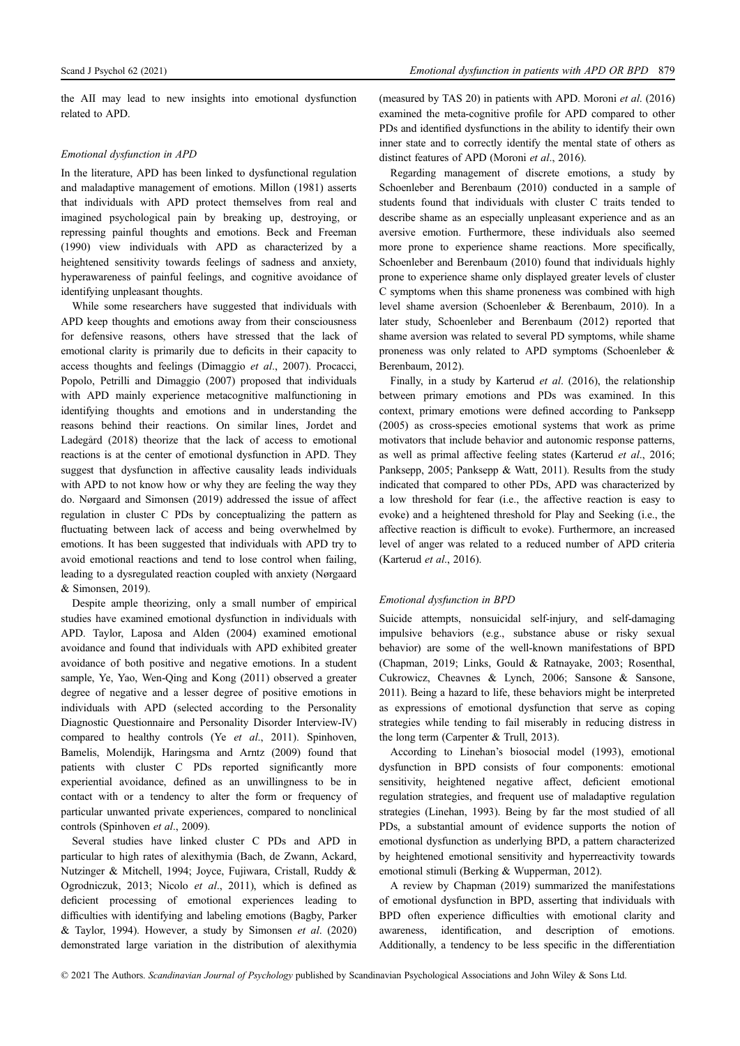the AII may lead to new insights into emotional dysfunction related to APD.

### *Emotional dysfunction in APD*

In the literature, APD has been linked to dysfunctional regulation and maladaptive management of emotions. Millon (1981) asserts that individuals with APD protect themselves from real and imagined psychological pain by breaking up, destroying, or repressing painful thoughts and emotions. Beck and Freeman (1990) view individuals with APD as characterized by a heightened sensitivity towards feelings of sadness and anxiety, hyperawareness of painful feelings, and cognitive avoidance of identifying unpleasant thoughts.

While some researchers have suggested that individuals with APD keep thoughts and emotions away from their consciousness for defensive reasons, others have stressed that the lack of emotional clarity is primarily due to deficits in their capacity to access thoughts and feelings (Dimaggio *et al*., 2007). Procacci, Popolo, Petrilli and Dimaggio (2007) proposed that individuals with APD mainly experience metacognitive malfunctioning in identifying thoughts and emotions and in understanding the reasons behind their reactions. On similar lines, Jordet and Ladegård (2018) theorize that the lack of access to emotional reactions is at the center of emotional dysfunction in APD. They suggest that dysfunction in affective causality leads individuals with APD to not know how or why they are feeling the way they do. Nørgaard and Simonsen (2019) addressed the issue of affect regulation in cluster C PDs by conceptualizing the pattern as fluctuating between lack of access and being overwhelmed by emotions. It has been suggested that individuals with APD try to avoid emotional reactions and tend to lose control when failing, leading to a dysregulated reaction coupled with anxiety (Nørgaard & Simonsen, 2019).

Despite ample theorizing, only a small number of empirical studies have examined emotional dysfunction in individuals with APD. Taylor, Laposa and Alden (2004) examined emotional avoidance and found that individuals with APD exhibited greater avoidance of both positive and negative emotions. In a student sample, Ye, Yao, Wen-Qing and Kong (2011) observed a greater degree of negative and a lesser degree of positive emotions in individuals with APD (selected according to the Personality Diagnostic Questionnaire and Personality Disorder Interview-IV) compared to healthy controls (Ye *et al*., 2011). Spinhoven, Bamelis, Molendijk, Haringsma and Arntz (2009) found that patients with cluster C PDs reported significantly more experiential avoidance, defined as an unwillingness to be in contact with or a tendency to alter the form or frequency of particular unwanted private experiences, compared to nonclinical controls (Spinhoven *et al*., 2009).

Several studies have linked cluster C PDs and APD in particular to high rates of alexithymia (Bach, de Zwann, Ackard, Nutzinger & Mitchell, 1994; Joyce, Fujiwara, Cristall, Ruddy & Ogrodniczuk, 2013; Nicolo *et al*., 2011), which is defined as deficient processing of emotional experiences leading to difficulties with identifying and labeling emotions (Bagby, Parker & Taylor, 1994). However, a study by Simonsen *et al*. (2020) demonstrated large variation in the distribution of alexithymia (measured by TAS 20) in patients with APD. Moroni *et al*. (2016) examined the meta-cognitive profile for APD compared to other PDs and identified dysfunctions in the ability to identify their own inner state and to correctly identify the mental state of others as distinct features of APD (Moroni *et al*., 2016).

Regarding management of discrete emotions, a study by Schoenleber and Berenbaum (2010) conducted in a sample of students found that individuals with cluster C traits tended to describe shame as an especially unpleasant experience and as an aversive emotion. Furthermore, these individuals also seemed more prone to experience shame reactions. More specifically, Schoenleber and Berenbaum (2010) found that individuals highly prone to experience shame only displayed greater levels of cluster C symptoms when this shame proneness was combined with high level shame aversion (Schoenleber & Berenbaum, 2010). In a later study, Schoenleber and Berenbaum (2012) reported that shame aversion was related to several PD symptoms, while shame proneness was only related to APD symptoms (Schoenleber & Berenbaum, 2012).

Finally, in a study by Karterud *et al*. (2016), the relationship between primary emotions and PDs was examined. In this context, primary emotions were defined according to Panksepp (2005) as cross-species emotional systems that work as prime motivators that include behavior and autonomic response patterns, as well as primal affective feeling states (Karterud *et al*., 2016; Panksepp, 2005; Panksepp & Watt, 2011). Results from the study indicated that compared to other PDs, APD was characterized by a low threshold for fear (i.e., the affective reaction is easy to evoke) and a heightened threshold for Play and Seeking (i.e., the affective reaction is difficult to evoke). Furthermore, an increased level of anger was related to a reduced number of APD criteria (Karterud *et al*., 2016).

### *Emotional dysfunction in BPD*

Suicide attempts, nonsuicidal self-injury, and self-damaging impulsive behaviors (e.g., substance abuse or risky sexual behavior) are some of the well-known manifestations of BPD (Chapman, 2019; Links, Gould & Ratnayake, 2003; Rosenthal, Cukrowicz, Cheavnes & Lynch, 2006; Sansone & Sansone, 2011). Being a hazard to life, these behaviors might be interpreted as expressions of emotional dysfunction that serve as coping strategies while tending to fail miserably in reducing distress in the long term (Carpenter & Trull, 2013).

According to Linehan's biosocial model (1993), emotional dysfunction in BPD consists of four components: emotional sensitivity, heightened negative affect, deficient emotional regulation strategies, and frequent use of maladaptive regulation strategies (Linehan, 1993). Being by far the most studied of all PDs, a substantial amount of evidence supports the notion of emotional dysfunction as underlying BPD, a pattern characterized by heightened emotional sensitivity and hyperreactivity towards emotional stimuli (Berking & Wupperman, 2012).

A review by Chapman (2019) summarized the manifestations of emotional dysfunction in BPD, asserting that individuals with BPD often experience difficulties with emotional clarity and awareness, identification, and description of emotions. Additionally, a tendency to be less specific in the differentiation

© 2021 The Authors. *Scandinavian Journal of Psychology* published by Scandinavian Psychological Associations and John Wiley & Sons Ltd.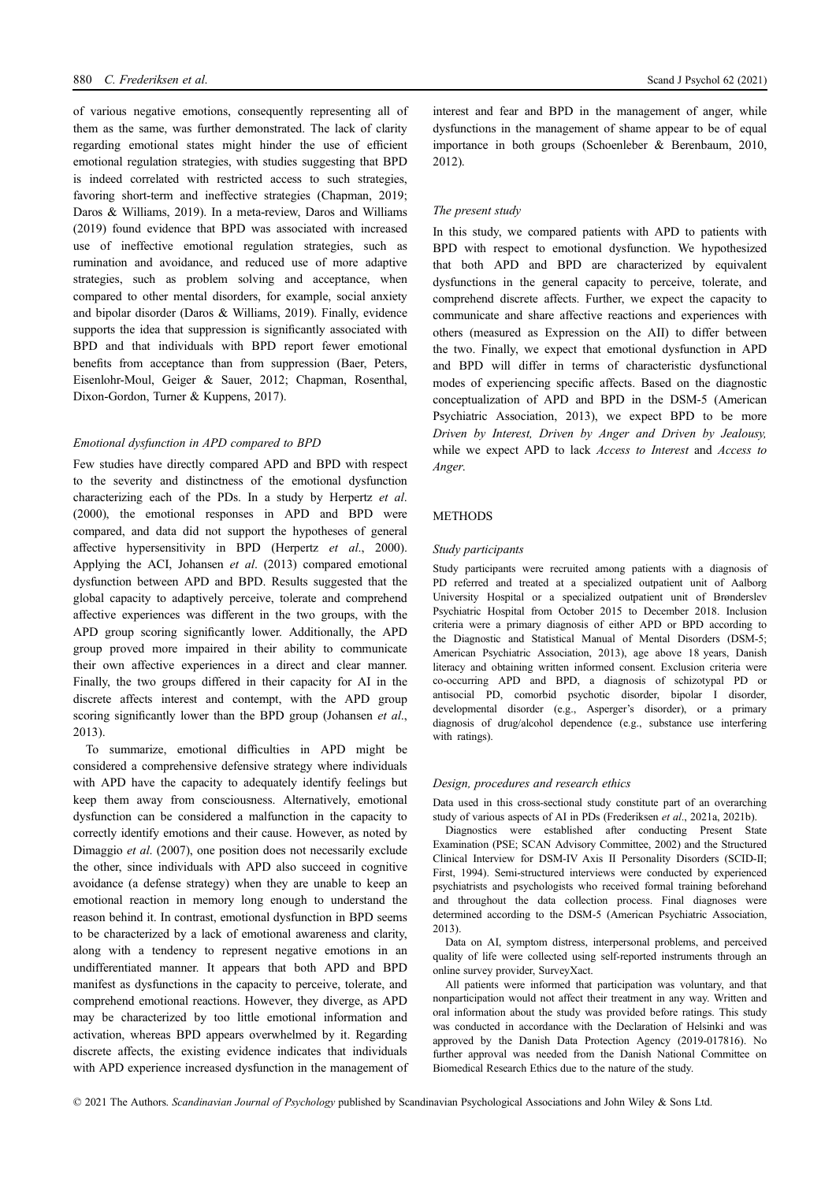of various negative emotions, consequently representing all of them as the same, was further demonstrated. The lack of clarity regarding emotional states might hinder the use of efficient emotional regulation strategies, with studies suggesting that BPD is indeed correlated with restricted access to such strategies, favoring short-term and ineffective strategies (Chapman, 2019; Daros & Williams, 2019). In a meta-review, Daros and Williams (2019) found evidence that BPD was associated with increased use of ineffective emotional regulation strategies, such as rumination and avoidance, and reduced use of more adaptive strategies, such as problem solving and acceptance, when compared to other mental disorders, for example, social anxiety and bipolar disorder (Daros & Williams, 2019). Finally, evidence supports the idea that suppression is significantly associated with BPD and that individuals with BPD report fewer emotional benefits from acceptance than from suppression (Baer, Peters, Eisenlohr-Moul, Geiger & Sauer, 2012; Chapman, Rosenthal, Dixon-Gordon, Turner & Kuppens, 2017).

### *Emotional dysfunction in APD compared to BPD*

Few studies have directly compared APD and BPD with respect to the severity and distinctness of the emotional dysfunction characterizing each of the PDs. In a study by Herpertz *et al*. (2000), the emotional responses in APD and BPD were compared, and data did not support the hypotheses of general affective hypersensitivity in BPD (Herpertz *et al*., 2000). Applying the ACI, Johansen *et al*. (2013) compared emotional dysfunction between APD and BPD. Results suggested that the global capacity to adaptively perceive, tolerate and comprehend affective experiences was different in the two groups, with the APD group scoring significantly lower. Additionally, the APD group proved more impaired in their ability to communicate their own affective experiences in a direct and clear manner. Finally, the two groups differed in their capacity for AI in the discrete affects interest and contempt, with the APD group scoring significantly lower than the BPD group (Johansen *et al*., 2013).

To summarize, emotional difficulties in APD might be considered a comprehensive defensive strategy where individuals with APD have the capacity to adequately identify feelings but keep them away from consciousness. Alternatively, emotional dysfunction can be considered a malfunction in the capacity to correctly identify emotions and their cause. However, as noted by Dimaggio *et al*. (2007), one position does not necessarily exclude the other, since individuals with APD also succeed in cognitive avoidance (a defense strategy) when they are unable to keep an emotional reaction in memory long enough to understand the reason behind it. In contrast, emotional dysfunction in BPD seems to be characterized by a lack of emotional awareness and clarity, along with a tendency to represent negative emotions in an undifferentiated manner. It appears that both APD and BPD manifest as dysfunctions in the capacity to perceive, tolerate, and comprehend emotional reactions. However, they diverge, as APD may be characterized by too little emotional information and activation, whereas BPD appears overwhelmed by it. Regarding discrete affects, the existing evidence indicates that individuals with APD experience increased dysfunction in the management of interest and fear and BPD in the management of anger, while dysfunctions in the management of shame appear to be of equal importance in both groups (Schoenleber & Berenbaum, 2010, 2012).

### *The present study*

In this study, we compared patients with APD to patients with BPD with respect to emotional dysfunction. We hypothesized that both APD and BPD are characterized by equivalent dysfunctions in the general capacity to perceive, tolerate, and comprehend discrete affects. Further, we expect the capacity to communicate and share affective reactions and experiences with others (measured as Expression on the AII) to differ between the two. Finally, we expect that emotional dysfunction in APD and BPD will differ in terms of characteristic dysfunctional modes of experiencing specific affects. Based on the diagnostic conceptualization of APD and BPD in the DSM-5 (American Psychiatric Association, 2013), we expect BPD to be more *Driven by Interest, Driven by Anger and Driven by Jealousy,* while we expect APD to lack *Access to Interest* and *Access to Anger*.

## METHODS

### *Study participants*

Study participants were recruited among patients with a diagnosis of PD referred and treated at a specialized outpatient unit of Aalborg University Hospital or a specialized outpatient unit of Brønderslev Psychiatric Hospital from October 2015 to December 2018. Inclusion criteria were a primary diagnosis of either APD or BPD according to the Diagnostic and Statistical Manual of Mental Disorders (DSM-5; American Psychiatric Association, 2013), age above 18 years, Danish literacy and obtaining written informed consent. Exclusion criteria were co-occurring APD and BPD, a diagnosis of schizotypal PD or antisocial PD, comorbid psychotic disorder, bipolar I disorder, developmental disorder (e.g., Asperger's disorder), or a primary diagnosis of drug/alcohol dependence (e.g., substance use interfering with ratings).

### *Design, procedures and research ethics*

Data used in this cross-sectional study constitute part of an overarching study of various aspects of AI in PDs (Frederiksen *et al*., 2021a, 2021b).

Diagnostics were established after conducting Present State Examination (PSE; SCAN Advisory Committee, 2002) and the Structured Clinical Interview for DSM-IV Axis II Personality Disorders (SCID-II; First, 1994). Semi-structured interviews were conducted by experienced psychiatrists and psychologists who received formal training beforehand and throughout the data collection process. Final diagnoses were determined according to the DSM-5 (American Psychiatric Association, 2013).

Data on AI, symptom distress, interpersonal problems, and perceived quality of life were collected using self-reported instruments through an online survey provider, SurveyXact.

All patients were informed that participation was voluntary, and that nonparticipation would not affect their treatment in any way. Written and oral information about the study was provided before ratings. This study was conducted in accordance with the Declaration of Helsinki and was approved by the Danish Data Protection Agency (2019-017816). No further approval was needed from the Danish National Committee on Biomedical Research Ethics due to the nature of the study.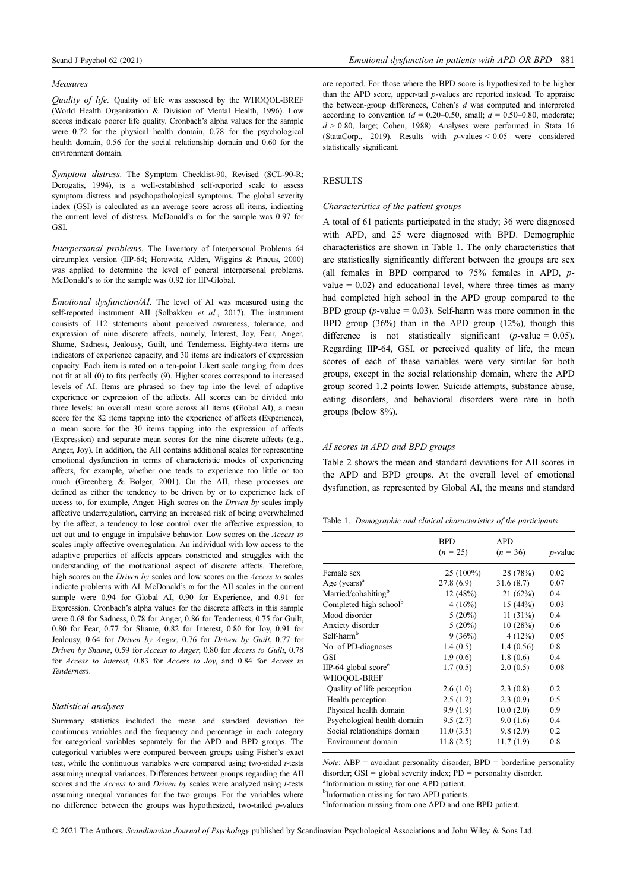### Measures

*Quality of life.* Quality of life was assessed by the WHOQOL-BREF (World Health Organization & Division of Mental Health, 1996). Low scores indicate poorer life quality. Cronbach's alpha values for the sample were 0.72 for the physical health domain, 0.78 for the psychological health domain, 0.56 for the social relationship domain and 0.60 for the environment domain.

*Symptom distress.* The Symptom Checklist-90, Revised (SCL-90-R; Derogatis, 1994), is a well-established self-reported scale to assess symptom distress and psychopathological symptoms. The global severity index (GSI) is calculated as an average score across all items, indicating the current level of distress. McDonald's ω for the sample was 0.97 for GSI.

*Interpersonal problems.* The Inventory of Interpersonal Problems 64 circumplex version (IIP-64; Horowitz, Alden, Wiggins & Pincus, 2000) was applied to determine the level of general interpersonal problems. McDonald's ω for the sample was 0.92 for IIP-Global.

*Emotional dysfunction/AI.* The level of AI was measured using the self-reported instrument AII (Solbakken *et al.*, 2017). The instrument consists of 112 statements about perceived awareness, tolerance, and expression of nine discrete affects, namely, Interest, Joy, Fear, Anger, Shame, Sadness, Jealousy, Guilt, and Tenderness. Eighty-two items are indicators of experience capacity, and 30 items are indicators of expression capacity. Each item is rated on a ten-point Likert scale ranging from does not fit at all (0) to fits perfectly (9). Higher scores correspond to increased levels of AI. Items are phrased so they tap into the level of adaptive experience or expression of the affects. AII scores can be divided into three levels: an overall mean score across all items (Global AI), a mean score for the 82 items tapping into the experience of affects (Experience), a mean score for the 30 items tapping into the expression of affects (Expression) and separate mean scores for the nine discrete affects (e.g., Anger, Joy). In addition, the AII contains additional scales for representing emotional dysfunction in terms of characteristic modes of experiencing affects, for example, whether one tends to experience too little or too much (Greenberg & Bolger, 2001). On the AII, these processes are defined as either the tendency to be driven by or to experience lack of access to, for example, Anger. High scores on the *Driven by* scales imply affective underregulation, carrying an increased risk of being overwhelmed by the affect, a tendency to lose control over the affective expression, to act out and to engage in impulsive behavior. Low scores on the *Access to* scales imply affective overregulation. An individual with low access to the adaptive properties of affects appears constricted and struggles with the understanding of the motivational aspect of discrete affects. Therefore, high scores on the *Driven by* scales and low scores on the *Access to* scales indicate problems with AI. McDonald's ω for the AII scales in the current sample were 0.94 for Global AI, 0.90 for Experience, and 0.91 for Expression. Cronbach's alpha values for the discrete affects in this sample were 0.68 for Sadness, 0.78 for Anger, 0.86 for Tenderness, 0.75 for Guilt, 0.80 for Fear, 0.77 for Shame, 0.82 for Interest, 0.80 for Joy, 0.91 for Jealousy, 0.64 for *Driven by Anger*, 0.76 for *Driven by Guilt*, 0.77 for *Driven by Shame*, 0.59 for *Access to Anger*, 0.80 for *Access to Guilt*, 0.78 for *Access to Interest*, 0.83 for *Access to Joy*, and 0.84 for *Access to Tenderness*.

### Statistical analyses

Summary statistics included the mean and standard deviation for continuous variables and the frequency and percentage in each category for categorical variables separately for the APD and BPD groups. The categorical variables were compared between groups using Fisher's exact test, while the continuous variables were compared using two-sided *t*-tests assuming unequal variances. Differences between groups regarding the AII scores and the *Access to* and *Driven by* scales were analyzed using *t*-tests assuming unequal variances for the two groups. For the variables where no difference between the groups was hypothesized, two-tailed *p*-values are reported. For those where the BPD score is hypothesized to be higher than the APD score, upper-tail *p*-values are reported instead. To appraise the between-group differences, Cohen's *d* was computed and interpreted according to convention ($d$ = 0.20–0.50, small; $d$ = 0.50–0.80, moderate; $d > 0.80$, large; Cohen, 1988). Analyses were performed in Stata 16 (StataCorp., 2019). Results with *p*-values < 0.05 were considered statistically significant.

## RESULTS

### Characteristics of the patient groups

A total of 61 patients participated in the study; 36 were diagnosed with APD, and 25 were diagnosed with BPD. Demographic characteristics are shown in Table 1. The only characteristics that are statistically significantly different between the groups are sex (all females in BPD compared to 75% females in APD, *p*-value = 0.02) and educational level, where three times as many had completed high school in the APD group compared to the BPD group (*p*-value = 0.03). Self-harm was more common in the BPD group (36%) than in the APD group (12%), though this difference is not statistically significant (*p*-value = 0.05). Regarding IIP-64, GSI, or perceived quality of life, the mean scores of each of these variables were very similar for both groups, except in the social relationship domain, where the APD group scored 1.2 points lower. Suicide attempts, substance abuse, eating disorders, and behavioral disorders were rare in both groups (below 8%).

### AI scores in APD and BPD groups

Table 2 shows the mean and standard deviations for AII scores in the APD and BPD groups. At the overall level of emotional dysfunction, as represented by Global AI, the means and standard

Table 1. *Demographic and clinical characteristics of the participants*

| | BPD ($n$ = 25) | APD ($n$ = 36) | *p*-value |
|---|---|---|---|
| Female sex | 25 (100%) | 28 (78%) | 0.02 |
| Age (years)[a] | 27.8 (6.9) | 31.6 (8.7) | 0.07 |
| Married/cohabiting[b] | 12 (48%) | 21 (62%) | 0.4 |
| Completed high school[b] | 4 (16%) | 15 (44%) | 0.03 |
| Mood disorder | 5 (20%) | 11 (31%) | 0.4 |
| Anxiety disorder | 5 (20%) | 10 (28%) | 0.6 |
| Self-harm[b] | 9 (36%) | 4 (12%) | 0.05 |
| No. of PD-diagnoses | 1.4 (0.5) | 1.4 (0.56) | 0.8 |
| GSI | 1.9 (0.6) | 1.8 (0.6) | 0.4 |
| IIP-64 global score[c] | 1.7 (0.5) | 2.0 (0.5) | 0.08 |
| WHOQOL-BREF | | | |
| Quality of life perception | 2.6 (1.0) | 2.3 (0.8) | 0.2 |
| Health perception | 2.5 (1.2) | 2.3 (0.9) | 0.5 |
| Physical health domain | 9.9 (1.9) | 10.0 (2.0) | 0.9 |
| Psychological health domain | 9.5 (2.7) | 9.0 (1.6) | 0.4 |
| Social relationships domain | 11.0 (3.5) | 9.8 (2.9) | 0.2 |
| Environment domain | 11.8 (2.5) | 11.7 (1.9) | 0.8 |

*Note*: ABP = avoidant personality disorder; BPD = borderline personality disorder; GSI = global severity index; PD = personality disorder.
[a]Information missing for one APD patient.
[b]Information missing for two APD patients.
[c]Information missing from one APD and one BPD patient.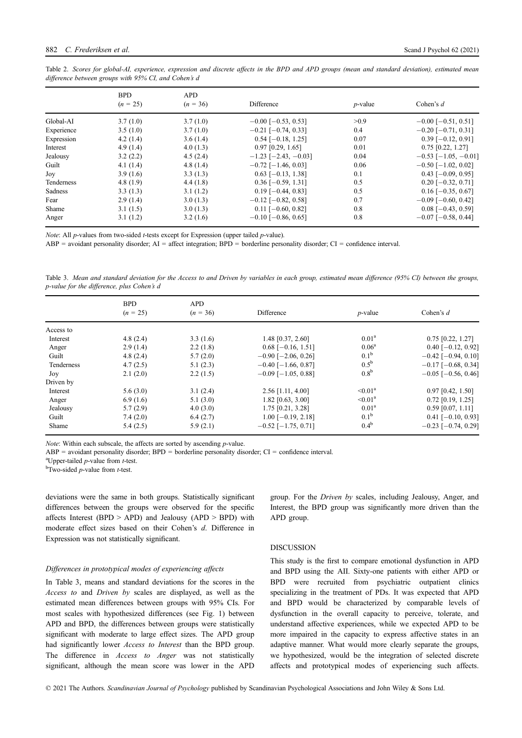Table 2. *Scores for global-AI, experience, expression and discrete affects in the BPD and APD groups (mean and standard deviation), estimated mean difference between groups with 95% CI, and Cohen's d*

| | BPD ($n$ = 25) | APD ($n$ = 36) | Difference | $p$-value | Cohen's $d$ |
|---|---|---|---|---|---|
| Global-AI | 3.7 (1.0) | 3.7 (1.0) | −0.00 [−0.53, 0.53] | >0.9 | −0.00 [−0.51, 0.51] |
| Experience | 3.5 (1.0) | 3.7 (1.0) | −0.21 [−0.74, 0.33] | 0.4 | −0.20 [−0.71, 0.31] |
| Expression | 4.2 (1.4) | 3.6 (1.4) | 0.54 [−0.18, 1.25] | 0.07 | 0.39 [−0.12, 0.91] |
| Interest | 4.9 (1.4) | 4.0 (1.3) | 0.97 [0.29, 1.65] | 0.01 | 0.75 [0.22, 1.27] |
| Jealousy | 3.2 (2.2) | 4.5 (2.4) | −1.23 [−2.43, −0.03] | 0.04 | −0.53 [−1.05, −0.01] |
| Guilt | 4.1 (1.4) | 4.8 (1.4) | −0.72 [−1.46, 0.03] | 0.06 | −0.50 [−1.02, 0.02] |
| Joy | 3.9 (1.6) | 3.3 (1.3) | 0.63 [−0.13, 1.38] | 0.1 | 0.43 [−0.09, 0.95] |
| Tenderness | 4.8 (1.9) | 4.4 (1.8) | 0.36 [−0.59, 1.31] | 0.5 | 0.20 [−0.32, 0.71] |
| Sadness | 3.3 (1.3) | 3.1 (1.2) | 0.19 [−0.44, 0.83] | 0.5 | 0.16 [−0.35, 0.67] |
| Fear | 2.9 (1.4) | 3.0 (1.3) | −0.12 [−0.82, 0.58] | 0.7 | −0.09 [−0.60, 0.42] |
| Shame | 3.1 (1.5) | 3.0 (1.3) | 0.11 [−0.60, 0.82] | 0.8 | 0.08 [−0.43, 0.59] |
| Anger | 3.1 (1.2) | 3.2 (1.6) | −0.10 [−0.86, 0.65] | 0.8 | −0.07 [−0.58, 0.44] |

*Note*: All $p$-values from two-sided $t$-tests except for Expression (upper tailed $p$-value).

ABP = avoidant personality disorder; AI = affect integration; BPD = borderline personality disorder; CI = confidence interval.

Table 3. *Mean and standard deviation for the Access to and Driven by variables in each group, estimated mean difference (95% CI) between the groups, p-value for the difference, plus Cohen's d*

| | BPD ($n$ = 25) | APD ($n$ = 36) | Difference | $p$-value | Cohen's $d$ |
|---|---|---|---|---|---|
| Access to | | | | | |
| Interest | 4.8 (2.4) | 3.3 (1.6) | 1.48 [0.37, 2.60] | 0.01[a] | 0.75 [0.22, 1.27] |
| Anger | 2.9 (1.4) | 2.2 (1.8) | 0.68 [−0.16, 1.51] | 0.06[a] | 0.40 [−0.12, 0.92] |
| Guilt | 4.8 (2.4) | 5.7 (2.0) | −0.90 [−2.06, 0.26] | 0.1[b] | −0.42 [−0.94, 0.10] |
| Tenderness | 4.7 (2.5) | 5.1 (2.3) | −0.40 [−1.66, 0.87] | 0.5[b] | −0.17 [−0.68, 0.34] |
| Joy | 2.1 (2.0) | 2.2 (1.5) | −0.09 [−1.05, 0.88] | 0.8[b] | −0.05 [−0.56, 0.46] |
| Driven by | | | | | |
| Interest | 5.6 (3.0) | 3.1 (2.4) | 2.56 [1.11, 4.00] | <0.01[a] | 0.97 [0.42, 1.50] |
| Anger | 6.9 (1.6) | 5.1 (3.0) | 1.82 [0.63, 3.00] | <0.01[a] | 0.72 [0.19, 1.25] |
| Jealousy | 5.7 (2.9) | 4.0 (3.0) | 1.75 [0.21, 3.28] | 0.01[a] | 0.59 [0.07, 1.11] |
| Guilt | 7.4 (2.0) | 6.4 (2.7) | 1.00 [−0.19, 2.18] | 0.1[b] | 0.41 [−0.10, 0.93] |
| Shame | 5.4 (2.5) | 5.9 (2.1) | −0.52 [−1.75, 0.71] | 0.4[b] | −0.23 [−0.74, 0.29] |

*Note*: Within each subscale, the affects are sorted by ascending $p$-value.

ABP = avoidant personality disorder; BPD = borderline personality disorder; CI = confidence interval.

[a]Upper-tailed $p$-value from $t$-test.

[b]Two-sided $p$-value from $t$-test.

deviations were the same in both groups. Statistically significant differences between the groups were observed for the specific affects Interest (BPD > APD) and Jealousy (APD > BPD) with moderate effect sizes based on their Cohen's $d$. Difference in Expression was not statistically significant.

### *Differences in prototypical modes of experiencing affects*

In Table 3, means and standard deviations for the scores in the *Access to* and *Driven by* scales are displayed, as well as the estimated mean differences between groups with 95% CIs. For most scales with hypothesized differences (see Fig. 1) between APD and BPD, the differences between groups were statistically significant with moderate to large effect sizes. The APD group had significantly lower *Access to Interest* than the BPD group. The difference in *Access to Anger* was not statistically significant, although the mean score was lower in the APD group. For the *Driven by* scales, including Jealousy, Anger, and Interest, the BPD group was significantly more driven than the APD group.

## DISCUSSION

This study is the first to compare emotional dysfunction in APD and BPD using the AII. Sixty-one patients with either APD or BPD were recruited from psychiatric outpatient clinics specializing in the treatment of PDs. It was expected that APD and BPD would be characterized by comparable levels of dysfunction in the overall capacity to perceive, tolerate, and understand affective experiences, while we expected APD to be more impaired in the capacity to express affective states in an adaptive manner. What would more clearly separate the groups, we hypothesized, would be the integration of selected discrete affects and prototypical modes of experiencing such affects.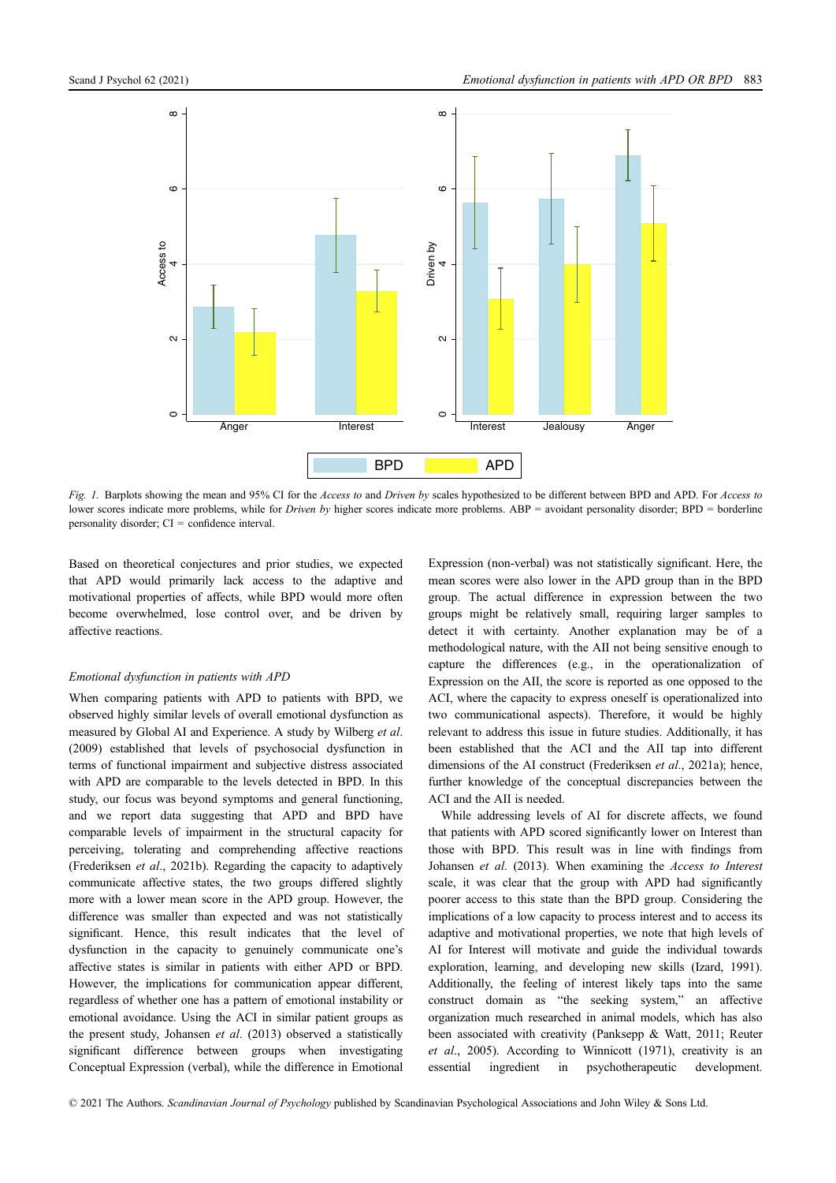*Fig. 1.* Barplots showing the mean and 95% CI for the *Access to* and *Driven by* scales hypothesized to be different between BPD and APD. For *Access to* lower scores indicate more problems, while for *Driven by* higher scores indicate more problems. ABP = avoidant personality disorder; BPD = borderline personality disorder; CI = confidence interval.

Based on theoretical conjectures and prior studies, we expected that APD would primarily lack access to the adaptive and motivational properties of affects, while BPD would more often become overwhelmed, lose control over, and be driven by affective reactions.

### *Emotional dysfunction in patients with APD*

When comparing patients with APD to patients with BPD, we observed highly similar levels of overall emotional dysfunction as measured by Global AI and Experience. A study by Wilberg *et al.* (2009) established that levels of psychosocial dysfunction in terms of functional impairment and subjective distress associated with APD are comparable to the levels detected in BPD. In this study, our focus was beyond symptoms and general functioning, and we report data suggesting that APD and BPD have comparable levels of impairment in the structural capacity for perceiving, tolerating and comprehending affective reactions (Frederiksen *et al.*, 2021b). Regarding the capacity to adaptively communicate affective states, the two groups differed slightly more with a lower mean score in the APD group. However, the difference was smaller than expected and was not statistically significant. Hence, this result indicates that the level of dysfunction in the capacity to genuinely communicate one's affective states is similar in patients with either APD or BPD. However, the implications for communication appear different, regardless of whether one has a pattern of emotional instability or emotional avoidance. Using the ACI in similar patient groups as the present study, Johansen *et al.* (2013) observed a statistically significant difference between groups when investigating Conceptual Expression (verbal), while the difference in Emotional Expression (non-verbal) was not statistically significant. Here, the mean scores were also lower in the APD group than in the BPD group. The actual difference in expression between the two groups might be relatively small, requiring larger samples to detect it with certainty. Another explanation may be of a methodological nature, with the AII not being sensitive enough to capture the differences (e.g., in the operationalization of Expression on the AII, the score is reported as one opposed to the ACI, where the capacity to express oneself is operationalized into two communicational aspects). Therefore, it would be highly relevant to address this issue in future studies. Additionally, it has been established that the ACI and the AII tap into different dimensions of the AI construct (Frederiksen *et al.*, 2021a); hence, further knowledge of the conceptual discrepancies between the ACI and the AII is needed.

While addressing levels of AI for discrete affects, we found that patients with APD scored significantly lower on Interest than those with BPD. This result was in line with findings from Johansen *et al.* (2013). When examining the *Access to Interest* scale, it was clear that the group with APD had significantly poorer access to this state than the BPD group. Considering the implications of a low capacity to process interest and to access its adaptive and motivational properties, we note that high levels of AI for Interest will motivate and guide the individual towards exploration, learning, and developing new skills (Izard, 1991). Additionally, the feeling of interest likely taps into the same construct domain as "the seeking system," an affective organization much researched in animal models, which has also been associated with creativity (Panksepp & Watt, 2011; Reuter *et al.*, 2005). According to Winnicott (1971), creativity is an essential ingredient in psychotherapeutic development.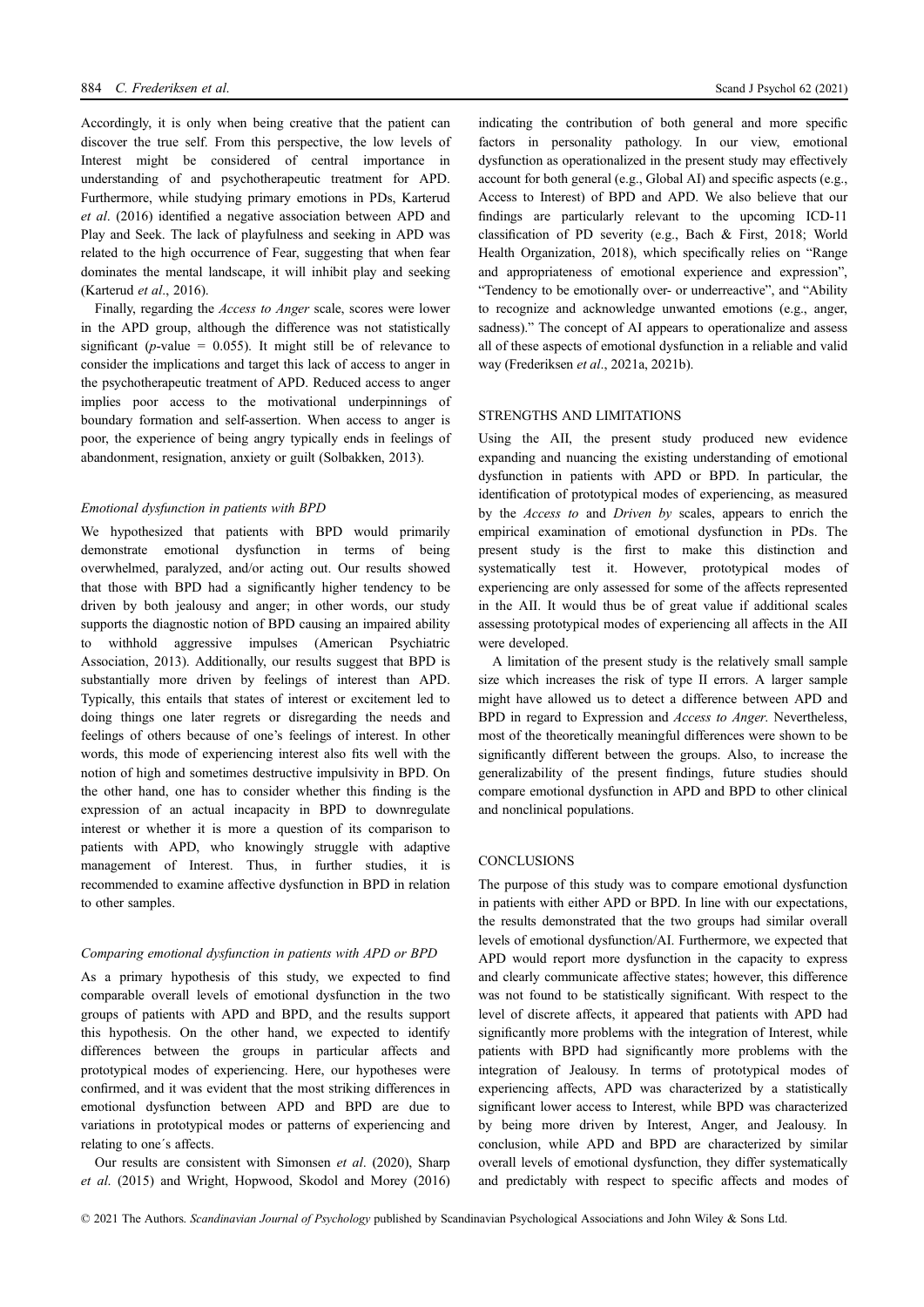Accordingly, it is only when being creative that the patient can discover the true self. From this perspective, the low levels of Interest might be considered of central importance in understanding of and psychotherapeutic treatment for APD. Furthermore, while studying primary emotions in PDs, Karterud *et al*. (2016) identified a negative association between APD and Play and Seek. The lack of playfulness and seeking in APD was related to the high occurrence of Fear, suggesting that when fear dominates the mental landscape, it will inhibit play and seeking (Karterud *et al*., 2016).

Finally, regarding the *Access to Anger* scale, scores were lower in the APD group, although the difference was not statistically significant ($p$-value = 0.055). It might still be of relevance to consider the implications and target this lack of access to anger in the psychotherapeutic treatment of APD. Reduced access to anger implies poor access to the motivational underpinnings of boundary formation and self-assertion. When access to anger is poor, the experience of being angry typically ends in feelings of abandonment, resignation, anxiety or guilt (Solbakken, 2013).

### *Emotional dysfunction in patients with BPD*

We hypothesized that patients with BPD would primarily demonstrate emotional dysfunction in terms of being overwhelmed, paralyzed, and/or acting out. Our results showed that those with BPD had a significantly higher tendency to be driven by both jealousy and anger; in other words, our study supports the diagnostic notion of BPD causing an impaired ability to withhold aggressive impulses (American Psychiatric Association, 2013). Additionally, our results suggest that BPD is substantially more driven by feelings of interest than APD. Typically, this entails that states of interest or excitement led to doing things one later regrets or disregarding the needs and feelings of others because of one's feelings of interest. In other words, this mode of experiencing interest also fits well with the notion of high and sometimes destructive impulsivity in BPD. On the other hand, one has to consider whether this finding is the expression of an actual incapacity in BPD to downregulate interest or whether it is more a question of its comparison to patients with APD, who knowingly struggle with adaptive management of Interest. Thus, in further studies, it is recommended to examine affective dysfunction in BPD in relation to other samples.

### *Comparing emotional dysfunction in patients with APD or BPD*

As a primary hypothesis of this study, we expected to find comparable overall levels of emotional dysfunction in the two groups of patients with APD and BPD, and the results support this hypothesis. On the other hand, we expected to identify differences between the groups in particular affects and prototypical modes of experiencing. Here, our hypotheses were confirmed, and it was evident that the most striking differences in emotional dysfunction between APD and BPD are due to variations in prototypical modes or patterns of experiencing and relating to one´s affects.

Our results are consistent with Simonsen *et al*. (2020), Sharp *et al*. (2015) and Wright, Hopwood, Skodol and Morey (2016) indicating the contribution of both general and more specific factors in personality pathology. In our view, emotional dysfunction as operationalized in the present study may effectively account for both general (e.g., Global AI) and specific aspects (e.g., Access to Interest) of BPD and APD. We also believe that our findings are particularly relevant to the upcoming ICD-11 classification of PD severity (e.g., Bach & First, 2018; World Health Organization, 2018), which specifically relies on "Range and appropriateness of emotional experience and expression", "Tendency to be emotionally over- or underreactive", and "Ability to recognize and acknowledge unwanted emotions (e.g., anger, sadness)." The concept of AI appears to operationalize and assess all of these aspects of emotional dysfunction in a reliable and valid way (Frederiksen *et al*., 2021a, 2021b).

## STRENGTHS AND LIMITATIONS

Using the AII, the present study produced new evidence expanding and nuancing the existing understanding of emotional dysfunction in patients with APD or BPD. In particular, the identification of prototypical modes of experiencing, as measured by the *Access to* and *Driven by* scales, appears to enrich the empirical examination of emotional dysfunction in PDs. The present study is the first to make this distinction and systematically test it. However, prototypical modes of experiencing are only assessed for some of the affects represented in the AII. It would thus be of great value if additional scales assessing prototypical modes of experiencing all affects in the AII were developed.

A limitation of the present study is the relatively small sample size which increases the risk of type II errors. A larger sample might have allowed us to detect a difference between APD and BPD in regard to Expression and *Access to Anger*. Nevertheless, most of the theoretically meaningful differences were shown to be significantly different between the groups. Also, to increase the generalizability of the present findings, future studies should compare emotional dysfunction in APD and BPD to other clinical and nonclinical populations.

## CONCLUSIONS

The purpose of this study was to compare emotional dysfunction in patients with either APD or BPD. In line with our expectations, the results demonstrated that the two groups had similar overall levels of emotional dysfunction/AI. Furthermore, we expected that APD would report more dysfunction in the capacity to express and clearly communicate affective states; however, this difference was not found to be statistically significant. With respect to the level of discrete affects, it appeared that patients with APD had significantly more problems with the integration of Interest, while patients with BPD had significantly more problems with the integration of Jealousy. In terms of prototypical modes of experiencing affects, APD was characterized by a statistically significant lower access to Interest, while BPD was characterized by being more driven by Interest, Anger, and Jealousy. In conclusion, while APD and BPD are characterized by similar overall levels of emotional dysfunction, they differ systematically and predictably with respect to specific affects and modes of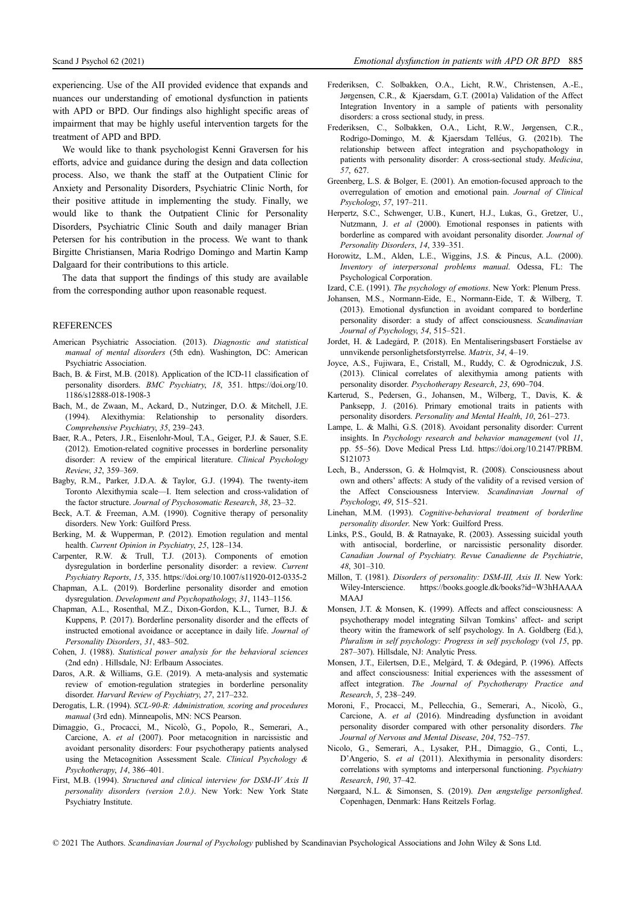experiencing. Use of the AII provided evidence that expands and nuances our understanding of emotional dysfunction in patients with APD or BPD. Our findings also highlight specific areas of impairment that may be highly useful intervention targets for the treatment of APD and BPD.

We would like to thank psychologist Kenni Graversen for his efforts, advice and guidance during the design and data collection process. Also, we thank the staff at the Outpatient Clinic for Anxiety and Personality Disorders, Psychiatric Clinic North, for their positive attitude in implementing the study. Finally, we would like to thank the Outpatient Clinic for Personality Disorders, Psychiatric Clinic South and daily manager Brian Petersen for his contribution in the process. We want to thank Birgitte Christiansen, Maria Rodrigo Domingo and Martin Kamp Dalgaard for their contributions to this article.

The data that support the findings of this study are available from the corresponding author upon reasonable request.

## REFERENCES

American Psychiatric Association. (2013). *Diagnostic and statistical manual of mental disorders* (5th edn). Washington, DC: American Psychiatric Association.

Bach, B. & First, M.B. (2018). Application of the ICD-11 classification of personality disorders. *BMC Psychiatry*, *18*, 351. https://doi.org/10.1186/s12888-018-1908-3

Bach, M., de Zwaan, M., Ackard, D., Nutzinger, D.O. & Mitchell, J.E. (1994). Alexithymia: Relationship to personality disorders. *Comprehensive Psychiatry*, *35*, 239–243.

Baer, R.A., Peters, J.R., Eisenlohr-Moul, T.A., Geiger, P.J. & Sauer, S.E. (2012). Emotion-related cognitive processes in borderline personality disorder: A review of the empirical literature. *Clinical Psychology Review*, *32*, 359–369.

Bagby, R.M., Parker, J.D.A. & Taylor, G.J. (1994). The twenty-item Toronto Alexithymia scale—I. Item selection and cross-validation of the factor structure. *Journal of Psychosomatic Research*, *38*, 23–32.

Beck, A.T. & Freeman, A.M. (1990). Cognitive therapy of personality disorders. New York: Guilford Press.

Berking, M. & Wupperman, P. (2012). Emotion regulation and mental health. *Current Opinion in Psychiatry*, *25*, 128–134.

Carpenter, R.W. & Trull, T.J. (2013). Components of emotion dysregulation in borderline personality disorder: a review. *Current Psychiatry Reports*, *15*, 335. https://doi.org/10.1007/s11920-012-0335-2

Chapman, A.L. (2019). Borderline personality disorder and emotion dysregulation. *Development and Psychopathology*, *31*, 1143–1156.

Chapman, A.L., Rosenthal, M.Z., Dixon-Gordon, K.L., Turner, B.J. & Kuppens, P. (2017). Borderline personality disorder and the effects of instructed emotional avoidance or acceptance in daily life. *Journal of Personality Disorders*, *31*, 483–502.

Cohen, J. (1988). *Statistical power analysis for the behavioral sciences* (2nd edn) . Hillsdale, NJ: Erlbaum Associates.

Daros, A.R. & Williams, G.E. (2019). A meta-analysis and systematic review of emotion-regulation strategies in borderline personality disorder. *Harvard Review of Psychiatry*, *27*, 217–232.

Derogatis, L.R. (1994). *SCL-90-R: Administration, scoring and procedures manual* (3rd edn). Minneapolis, MN: NCS Pearson.

Dimaggio, G., Procacci, M., Nicolò, G., Popolo, R., Semerari, A., Carcione, A. *et al* (2007). Poor metacognition in narcissistic and avoidant personality disorders: Four psychotherapy patients analysed using the Metacognition Assessment Scale. *Clinical Psychology & Psychotherapy*, *14*, 386–401.

First, M.B. (1994). *Structured and clinical interview for DSM-IV Axis II personality disorders (version 2.0.)*. New York: New York State Psychiatry Institute.

Frederiksen, C. Solbakken, O.A., Licht, R.W., Christensen, A.-E., Jørgensen, C.R., & Kjaersdam, G.T. (2001a) Validation of the Affect Integration Inventory in a sample of patients with personality disorders: a cross sectional study, in press.

Frederiksen, C., Solbakken, O.A., Licht, R.W., Jørgensen, C.R., Rodrigo-Domingo, M. & Kjaersdam Telléus, G. (2021b). The relationship between affect integration and psychopathology in patients with personality disorder: A cross-sectional study. *Medicina*, *57*, 627.

Greenberg, L.S. & Bolger, E. (2001). An emotion-focused approach to the overregulation of emotion and emotional pain. *Journal of Clinical Psychology*, *57*, 197–211.

Herpertz, S.C., Schwenger, U.B., Kunert, H.J., Lukas, G., Gretzer, U., Nutzmann, J. *et al* (2000). Emotional responses in patients with borderline as compared with avoidant personality disorder. *Journal of Personality Disorders*, *14*, 339–351.

Horowitz, L.M., Alden, L.E., Wiggins, J.S. & Pincus, A.L. (2000). *Inventory of interpersonal problems manual*. Odessa, FL: The Psychological Corporation.

Izard, C.E. (1991). *The psychology of emotions*. New York: Plenum Press.

Johansen, M.S., Normann-Eide, E., Normann-Eide, T. & Wilberg, T. (2013). Emotional dysfunction in avoidant compared to borderline personality disorder: a study of affect consciousness. *Scandinavian Journal of Psychology*, *54*, 515–521.

Jordet, H. & Ladegård, P. (2018). En Mentaliseringsbasert Forståelse av unnvikende personlighetsforstyrrelse. *Matrix*, *34*, 4–19.

Joyce, A.S., Fujiwara, E., Cristall, M., Ruddy, C. & Ogrodniczuk, J.S. (2013). Clinical correlates of alexithymia among patients with personality disorder. *Psychotherapy Research*, *23*, 690–704.

Karterud, S., Pedersen, G., Johansen, M., Wilberg, T., Davis, K. & Panksepp, J. (2016). Primary emotional traits in patients with personality disorders. *Personality and Mental Health*, *10*, 261–273.

Lampe, L. & Malhi, G.S. (2018). Avoidant personality disorder: Current insights. In *Psychology research and behavior management* (vol *11*, pp. 55–56). Dove Medical Press Ltd. https://doi.org/10.2147/PRBM.S121073

Lech, B., Andersson, G. & Holmqvist, R. (2008). Consciousness about own and others' affects: A study of the validity of a revised version of the Affect Consciousness Interview. *Scandinavian Journal of Psychology*, *49*, 515–521.

Linehan, M.M. (1993). *Cognitive-behavioral treatment of borderline personality disorder*. New York: Guilford Press.

Links, P.S., Gould, B. & Ratnayake, R. (2003). Assessing suicidal youth with antisocial, borderline, or narcissistic personality disorder. *Canadian Journal of Psychiatry. Revue Canadienne de Psychiatrie*, *48*, 301–310.

Millon, T. (1981). *Disorders of personality: DSM-III, Axis II*. New York: Wiley-Interscience. https://books.google.dk/books?id=W3hHAAAAMAAJ

Monsen, J.T. & Monsen, K. (1999). Affects and affect consciousness: A psychotherapy model integrating Silvan Tomkins' affect- and script theory witin the framework of self psychology. In A. Goldberg (Ed.), *Pluralism in self psychology: Progress in self psychology* (vol *15*, pp. 287–307). Hillsdale, NJ: Analytic Press.

Monsen, J.T., Eilertsen, D.E., Melgård, T. & Ødegård, P. (1996). Affects and affect consciousness: Initial experiences with the assessment of affect integration. *The Journal of Psychotherapy Practice and Research*, *5*, 238–249.

Moroni, F., Procacci, M., Pellecchia, G., Semerari, A., Nicolò, G., Carcione, A. *et al* (2016). Mindreading dysfunction in avoidant personality disorder compared with other personality disorders. *The Journal of Nervous and Mental Disease*, *204*, 752–757.

Nicolo, G., Semerari, A., Lysaker, P.H., Dimaggio, G., Conti, L., D'Angerio, S. *et al* (2011). Alexithymia in personality disorders: correlations with symptoms and interpersonal functioning. *Psychiatry Research*, *190*, 37–42.

Nørgaard, N.L. & Simonsen, S. (2019). *Den ængstelige personlighed*. Copenhagen, Denmark: Hans Reitzels Forlag.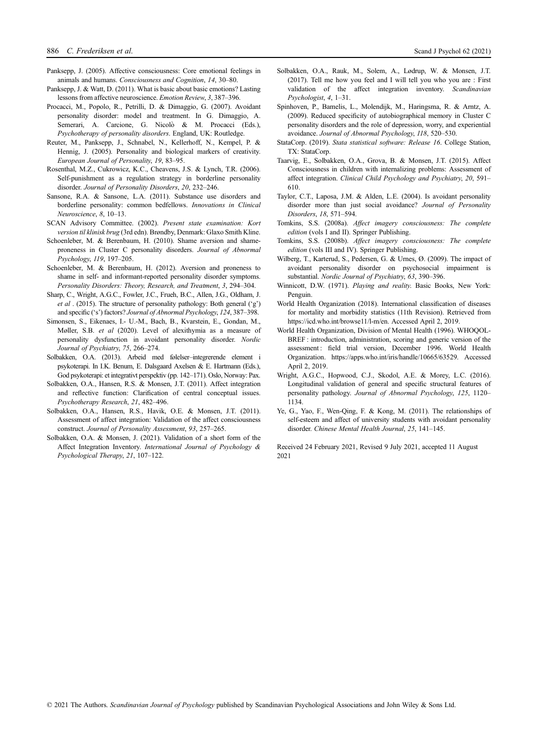Panksepp, J. (2005). Affective consciousness: Core emotional feelings in animals and humans. *Consciousness and Cognition*, *14*, 30–80.

Panksepp, J. & Watt, D. (2011). What is basic about basic emotions? Lasting lessons from affective neuroscience. *Emotion Review*, *3*, 387–396.

Procacci, M., Popolo, R., Petrilli, D. & Dimaggio, G. (2007). Avoidant personality disorder: model and treatment. In G. Dimaggio, A. Semerari, A. Carcione, G. Nicolò & M. Procacci (Eds.), *Psychotherapy of personality disorders*. England, UK: Routledge.

Reuter, M., Panksepp, J., Schnabel, N., Kellerhoff, N., Kempel, P. & Hennig, J. (2005). Personality and biological markers of creativity. *European Journal of Personality*, *19*, 83–95.

Rosenthal, M.Z., Cukrowicz, K.C., Cheavens, J.S. & Lynch, T.R. (2006). Self-punishment as a regulation strategy in borderline personality disorder. *Journal of Personality Disorders*, *20*, 232–246.

Sansone, R.A. & Sansone, L.A. (2011). Substance use disorders and borderline personality: common bedfellows. *Innovations in Clinical Neuroscience*, *8*, 10–13.

SCAN Advisory Committee. (2002). *Present state examination: Kort version til klinisk brug* (3rd edn). Brøndby, Denmark: Glaxo Smith Kline.

Schoenleber, M. & Berenbaum, H. (2010). Shame aversion and shame-proneness in Cluster C personality disorders. *Journal of Abnormal Psychology*, *119*, 197–205.

Schoenleber, M. & Berenbaum, H. (2012). Aversion and proneness to shame in self- and informant-reported personality disorder symptoms. *Personality Disorders: Theory, Research, and Treatment*, *3*, 294–304.

Sharp, C., Wright, A.G.C., Fowler, J.C., Frueh, B.C., Allen, J.G., Oldham, J. *et al* . (2015). The structure of personality pathology: Both general ('g') and specific ('s') factors? *Journal of Abnormal Psychology*, *124*, 387–398.

Simonsen, S., Eikenaes, I.- U.-M., Bach, B., Kvarstein, E., Gondan, M., Møller, S.B. *et al* (2020). Level of alexithymia as a measure of personality dysfunction in avoidant personality disorder. *Nordic Journal of Psychiatry*, *75*, 266–274.

Solbakken, O.A. (2013). Arbeid med følelser–integrerende element i psykoterapi. In I.K. Benum, E. Dalsgaard Axelsen & E. Hartmann (Eds.), God psykoterapi: et integrativt perspektiv (pp. 142–171). Oslo, Norway: Pax.

Solbakken, O.A., Hansen, R.S. & Monsen, J.T. (2011). Affect integration and reflective function: Clarification of central conceptual issues. *Psychotherapy Research*, *21*, 482–496.

Solbakken, O.A., Hansen, R.S., Havik, O.E. & Monsen, J.T. (2011). Assessment of affect integration: Validation of the affect consciousness construct. *Journal of Personality Assessment*, *93*, 257–265.

Solbakken, O.A. & Monsen, J. (2021). Validation of a short form of the Affect Integration Inventory. *International Journal of Psychology & Psychological Therapy*, *21*, 107–122.

Solbakken, O.A., Rauk, M., Solem, A., Lødrup, W. & Monsen, J.T. (2017). Tell me how you feel and I will tell you who you are : First validation of the affect integration inventory. *Scandinavian Psychologist*, *4*, 1–31.

Spinhoven, P., Bamelis, L., Molendijk, M., Haringsma, R. & Arntz, A. (2009). Reduced specificity of autobiographical memory in Cluster C personality disorders and the role of depression, worry, and experiential avoidance. *Journal of Abnormal Psychology*, *118*, 520–530.

StataCorp. (2019). *Stata statistical software: Release 16*. College Station, TX: StataCorp.

Taarvig, E., Solbakken, O.A., Grova, B. & Monsen, J.T. (2015). Affect Consciousness in children with internalizing problems: Assessment of affect integration. *Clinical Child Psychology and Psychiatry*, *20*, 591–610.

Taylor, C.T., Laposa, J.M. & Alden, L.E. (2004). Is avoidant personality disorder more than just social avoidance? *Journal of Personality Disorders*, *18*, 571–594.

Tomkins, S.S. (2008a). *Affect imagery consciousness: The complete edition* (vols I and II). Springer Publishing.

Tomkins, S.S. (2008b). *Affect imagery consciousness: The complete edition* (vols III and IV). Springer Publishing.

Wilberg, T., Karterud, S., Pedersen, G. & Urnes, Ø. (2009). The impact of avoidant personality disorder on psychosocial impairment is substantial. *Nordic Journal of Psychiatry*, *63*, 390–396.

Winnicott, D.W. (1971). *Playing and reality*. Basic Books, New York: Penguin.

World Health Organization (2018). International classification of diseases for mortality and morbidity statistics (11th Revision). Retrieved from https://icd.who.int/browse11/l-m/en. Accessed April 2, 2019.

World Health Organization, Division of Mental Health (1996). WHOQOL-BREF : introduction, administration, scoring and generic version of the assessment : field trial version, December 1996. World Health Organization. https://apps.who.int/iris/handle/10665/63529. Accessed April 2, 2019.

Wright, A.G.C., Hopwood, C.J., Skodol, A.E. & Morey, L.C. (2016). Longitudinal validation of general and specific structural features of personality pathology. *Journal of Abnormal Psychology*, *125*, 1120–1134.

Ye, G., Yao, F., Wen-Qing, F. & Kong, M. (2011). The relationships of self-esteem and affect of university students with avoidant personality disorder. *Chinese Mental Health Journal*, *25*, 141–145.

Received 24 February 2021, Revised 9 July 2021, accepted 11 August 2021